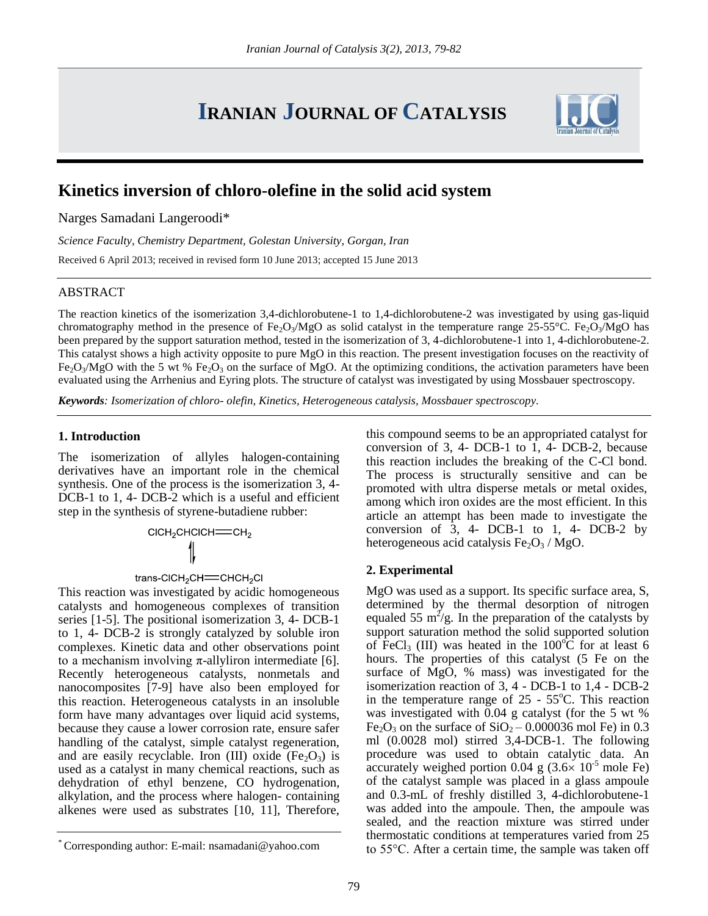# Kinetics inversion of chloro-olefine in the solid acid system

Narges Samadani Langeroodi*

*Science Faculty, Chemistry Department, Golestan University, Gorgan, Iran*

Received 6 April 2013; received in revised form 10 June 2013; accepted 15 June 2013

## ABSTRACT

The reaction kinetics of the isomerization 3,4-dichlorobutene-1 to 1,4-dichlorobutene-2 was investigated by using gas-liquid chromatography method in the presence of $Fe_2O_3$/MgO as solid catalyst in the temperature range 25-55°C. $Fe_2O_3$/MgO has been prepared by the support saturation method, tested in the isomerization of 3, 4-dichlorobutene-1 into 1, 4-dichlorobutene-2. This catalyst shows a high activity opposite to pure MgO in this reaction. The present investigation focuses on the reactivity of $Fe_2O_3$/MgO with the 5 wt % $Fe_2O_3$ on the surface of MgO. At the optimizing conditions, the activation parameters have been evaluated using the Arrhenius and Eyring plots. The structure of catalyst was investigated by using Mossbauer spectroscopy.

***Keywords**: Isomerization of chloro- olefin, Kinetics, Heterogeneous catalysis, Mossbauer spectroscopy.*

## 1. Introduction

The isomerization of allyles halogen-containing derivatives have an important role in the chemical synthesis. One of the process is the isomerization 3, 4-DCB-1 to 1, 4- DCB-2 which is a useful and efficient step in the synthesis of styrene-butadiene rubber:

$$ClCH_2CHClCH{=}CH_2 \rightleftharpoons \text{trans-}ClCH_2CH{=}CHCH_2Cl$$

This reaction was investigated by acidic homogeneous catalysts and homogeneous complexes of transition series [1-5]. The positional isomerization 3, 4- DCB-1 to 1, 4- DCB-2 is strongly catalyzed by soluble iron complexes. Kinetic data and other observations point to a mechanism involving π-allyliron intermediate [6]. Recently heterogeneous catalysts, nonmetals and nanocomposites [7-9] have also been employed for this reaction. Heterogeneous catalysts in an insoluble form have many advantages over liquid acid systems, because they cause a lower corrosion rate, ensure safer handling of the catalyst, simple catalyst regeneration, and are easily recyclable. Iron (III) oxide ($Fe_2O_3$) is used as a catalyst in many chemical reactions, such as dehydration of ethyl benzene, CO hydrogenation, alkylation, and the process where halogen- containing alkenes were used as substrates [10, 11], Therefore, this compound seems to be an appropriated catalyst for conversion of 3, 4- DCB-1 to 1, 4- DCB-2, because this reaction includes the breaking of the C-Cl bond. The process is structurally sensitive and can be promoted with ultra disperse metals or metal oxides, among which iron oxides are the most efficient. In this article an attempt has been made to investigate the conversion of 3, 4- DCB-1 to 1, 4- DCB-2 by heterogeneous acid catalysis $Fe_2O_3$ / MgO.

## 2. Experimental

MgO was used as a support. Its specific surface area, S, determined by the thermal desorption of nitrogen equaled 55 $m^2$/g. In the preparation of the catalysts by support saturation method the solid supported solution of $FeCl_3$ (III) was heated in the 100°C for at least 6 hours. The properties of this catalyst (5 Fe on the surface of MgO, % mass) was investigated for the isomerization reaction of 3, 4 - DCB-1 to 1,4 - DCB-2 in the temperature range of 25 - 55°C. This reaction was investigated with 0.04 g catalyst (for the 5 wt % $Fe_2O_3$ on the surface of $SiO_2$ – 0.000036 mol Fe) in 0.3 ml (0.0028 mol) stirred 3,4-DCB-1. The following procedure was used to obtain catalytic data. An accurately weighed portion 0.04 g ($3.6\times 10^{-5}$ mole Fe) of the catalyst sample was placed in a glass ampoule and 0.3-mL of freshly distilled 3, 4-dichlorobutene-1 was added into the ampoule. Then, the ampoule was sealed, and the reaction mixture was stirred under thermostatic conditions at temperatures varied from 25 to 55°C. After a certain time, the sample was taken off

* Corresponding author: E-mail: nsamadani@yahoo.com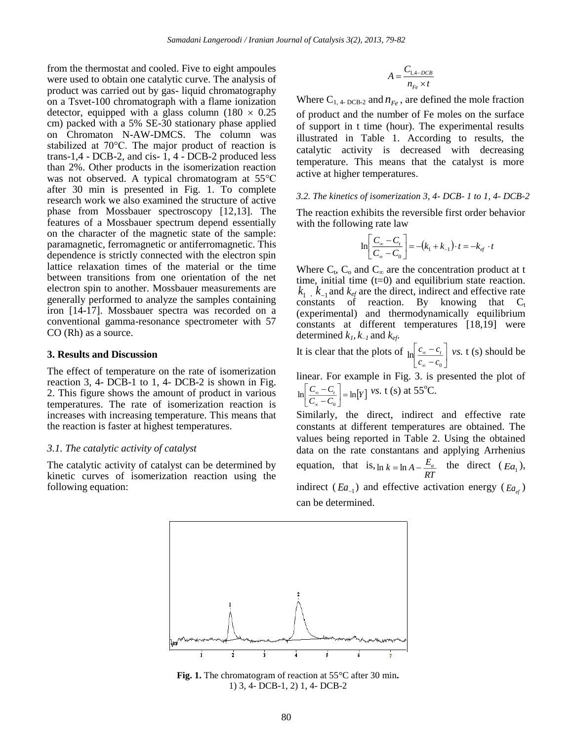from the thermostat and cooled. Five to eight ampoules were used to obtain one catalytic curve. The analysis of product was carried out by gas- liquid chromatography on a Tsvet-100 chromatograph with a flame ionization detector, equipped with a glass column (180 × 0.25 cm) packed with a 5% SE-30 stationary phase applied on Chromaton N-AW-DMCS. The column was stabilized at 70°C. The major product of reaction is trans-1,4 - DCB-2, and cis- 1, 4 - DCB-2 produced less than 2%. Other products in the isomerization reaction was not observed. A typical chromatogram at 55°C after 30 min is presented in Fig. 1. To complete research work we also examined the structure of active phase from Mossbauer spectroscopy [12,13]. The features of a Mossbauer spectrum depend essentially on the character of the magnetic state of the sample: paramagnetic, ferromagnetic or antiferromagnetic. This dependence is strictly connected with the electron spin lattice relaxation times of the material or the time between transitions from one orientation of the net electron spin to another. Mossbauer measurements are generally performed to analyze the samples containing iron [14-17]. Mossbauer spectra was recorded on a conventional gamma-resonance spectrometer with 57 CO (Rh) as a source.

## 3. Results and Discussion

The effect of temperature on the rate of isomerization reaction 3, 4- DCB-1 to 1, 4- DCB-2 is shown in Fig. 2. This figure shows the amount of product in various temperatures. The rate of isomerization reaction is increases with increasing temperature. This means that the reaction is faster at highest temperatures.

### *3.1. The catalytic activity of catalyst*

The catalytic activity of catalyst can be determined by kinetic curves of isomerization reaction using the following equation:

$$A = \frac{C_{1,4-DCB}}{n_{Fe} \times t}$$

Where $C_{1,4-DCB-2}$ and $n_{Fe}$, are defined the mole fraction of product and the number of Fe moles on the surface of support in t time (hour). The experimental results illustrated in Table 1. According to results, the catalytic activity is decreased with decreasing temperature. This means that the catalyst is more active at higher temperatures.

### *3.2. The kinetics of isomerization 3, 4- DCB- 1 to 1, 4- DCB-2*

The reaction exhibits the reversible first order behavior with the following rate law

$$\ln\left[\frac{C_\infty - C_t}{C_\infty - C_0}\right] = -(k_1 + k_{-1}) \cdot t = -k_{ef} \cdot t$$

Where $C_t$, $C_o$ and $C_\infty$ are the concentration product at t time, initial time (t=0) and equilibrium state reaction. $k_1$, $k_{-1}$ and $k_{ef}$ are the direct, indirect and effective rate constants of reaction. By knowing that $C_t$ (experimental) and thermodynamically equilibrium constants at different temperatures [18,19] were determined $k_1$, $k_{-1}$ and $k_{ef}$.

It is clear that the plots of $\ln\left[\frac{c_\infty - c_t}{c_\infty - c_0}\right]$ *vs.* t (s) should be linear. For example in Fig. 3. is presented the plot of $\ln\left[\frac{C_\infty - C_t}{C_\infty - C_0}\right] = \ln[Y]$ *vs.* t (s) at 55°C.

Similarly, the direct, indirect and effective rate constants at different temperatures are obtained. The values being reported in Table 2. Using the obtained data on the rate constantans and applying Arrhenius equation, that is, $\ln k = \ln A - \frac{E_a}{RT}$ the direct ($Ea_1$), indirect ($Ea_{-1}$) and effective activation energy ($Ea_{ef}$) can be determined.

**Fig. 1.** The chromatogram of reaction at 55°C after 30 min**.**
1) 3, 4- DCB-1, 2) 1, 4- DCB-2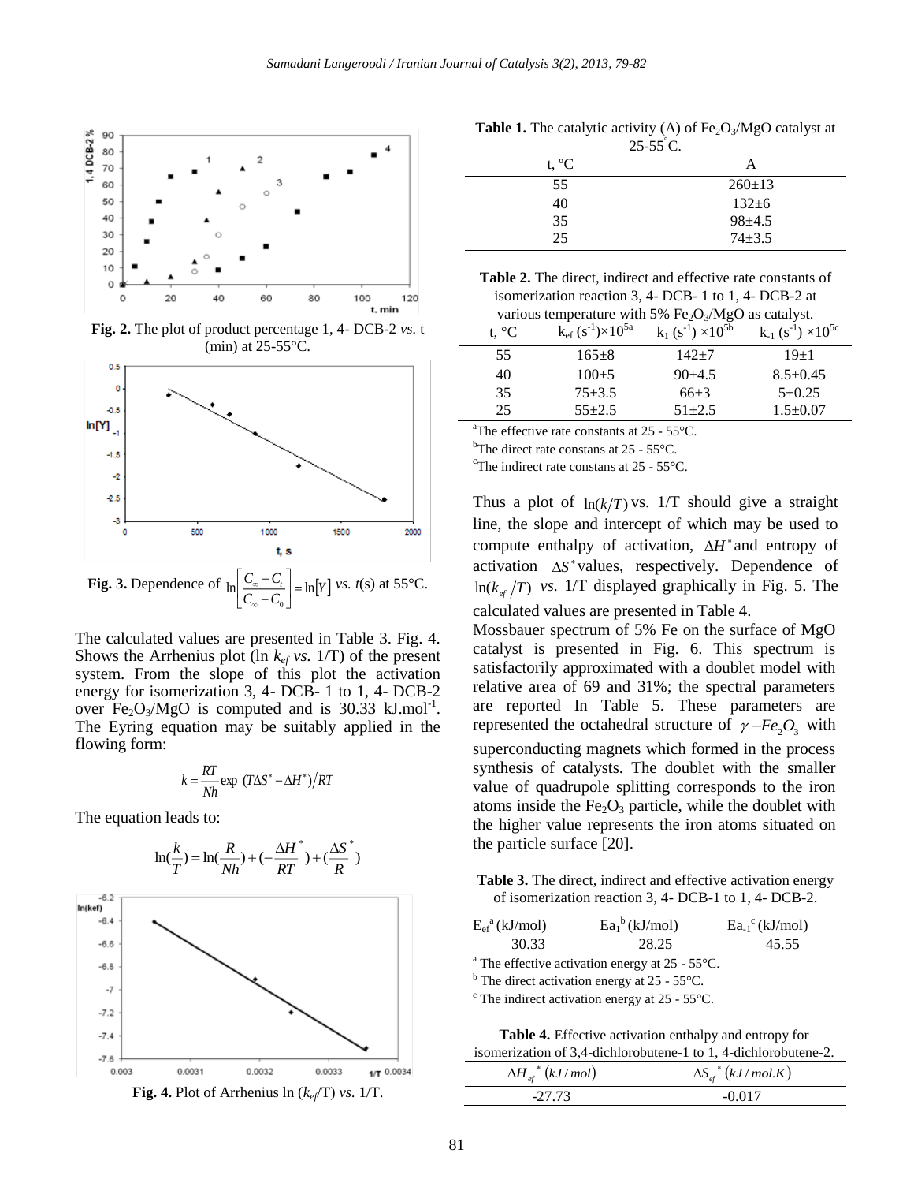Fig. 2. The plot of product percentage 1, 4- DCB-2 *vs.* t (min) at 25-55°C.

Fig. 3. Dependence of $\ln\left[\frac{C_\infty - C_t}{C_\infty - C_0}\right] = \ln[Y]$ *vs.* *t*(s) at 55°C.

The calculated values are presented in Table 3. Fig. 4. Shows the Arrhenius plot (ln $k_{ef}$ *vs.* 1/T) of the present system. From the slope of this plot the activation energy for isomerization 3, 4- DCB- 1 to 1, 4- DCB-2 over $Fe_2O_3$/MgO is computed and is 30.33 kJ.mol$^{-1}$. The Eyring equation may be suitably applied in the flowing form:

$$k = \frac{RT}{Nh} \exp\ (T\Delta S^* - \Delta H^*)/RT$$

The equation leads to:

$$\ln(\frac{k}{T}) = \ln(\frac{R}{Nh}) + (-\frac{\Delta H^*}{RT}) + (\frac{\Delta S^*}{R})$$

Fig. 4. Plot of Arrhenius ln ($k_{ef}$/T) *vs.* 1/T.

**Table 1.** The catalytic activity (A) of $Fe_2O_3$/MgO catalyst at 25-55°C.

| t, °C | A |
|---|---|
| 55 | 260±13 |
| 40 | 132±6 |
| 35 | 98±4.5 |
| 25 | 74±3.5 |

**Table 2.** The direct, indirect and effective rate constants of isomerization reaction 3, 4- DCB- 1 to 1, 4- DCB-2 at various temperature with 5% $Fe_2O_3$/MgO as catalyst.

| t, °C | $k_{ef}$ (s$^{-1}$)×10$^{5a}$ | $k_1$ (s$^{-1}$) ×10$^{5b}$ | $k_{-1}$ (s$^{-1}$) ×10$^{5c}$ |
|---|---|---|---|
| 55 | 165±8 | 142±7 | 19±1 |
| 40 | 100±5 | 90±4.5 | 8.5±0.45 |
| 35 | 75±3.5 | 66±3 | 5±0.25 |
| 25 | 55±2.5 | 51±2.5 | 1.5±0.07 |

[a]The effective rate constants at 25 - 55°C.
[b]The direct rate constans at 25 - 55°C.
[c]The indirect rate constans at 25 - 55°C.

Thus a plot of $\ln(k/T)$ vs. 1/T should give a straight line, the slope and intercept of which may be used to compute enthalpy of activation, $\Delta H^*$ and entropy of activation $\Delta S^*$ values, respectively. Dependence of $\ln(k_{ef}/T)$ *vs.* 1/T displayed graphically in Fig. 5. The calculated values are presented in Table 4.

Mossbauer spectrum of 5% Fe on the surface of MgO catalyst is presented in Fig. 6. This spectrum is satisfactorily approximated with a doublet model with relative area of 69 and 31%; the spectral parameters are reported In Table 5. These parameters are represented the octahedral structure of $\gamma - Fe_2O_3$ with superconducting magnets which formed in the process synthesis of catalysts. The doublet with the smaller value of quadrupole splitting corresponds to the iron atoms inside the $Fe_2O_3$ particle, while the doublet with the higher value represents the iron atoms situated on the particle surface [20].

**Table 3.** The direct, indirect and effective activation energy of isomerization reaction 3, 4- DCB-1 to 1, 4- DCB-2.

| $E_{ef}$[a] (kJ/mol) | $Ea_1$[b] (kJ/mol) | $Ea_{-1}$[c] (kJ/mol) |
|---|---|---|
| 30.33 | 28.25 | 45.55 |

[a] The effective activation energy at 25 - 55°C.
[b] The direct activation energy at 25 - 55°C.
[c] The indirect activation energy at 25 - 55°C.

**Table 4.** Effective activation enthalpy and entropy for isomerization of 3,4-dichlorobutene-1 to 1, 4-dichlorobutene-2.

| $\Delta H_{ef}^*$ $(kJ/mol)$ | $\Delta S_{ef}^*$ $(kJ/mol.K)$ |
|---|---|
| -27.73 | -0.017 |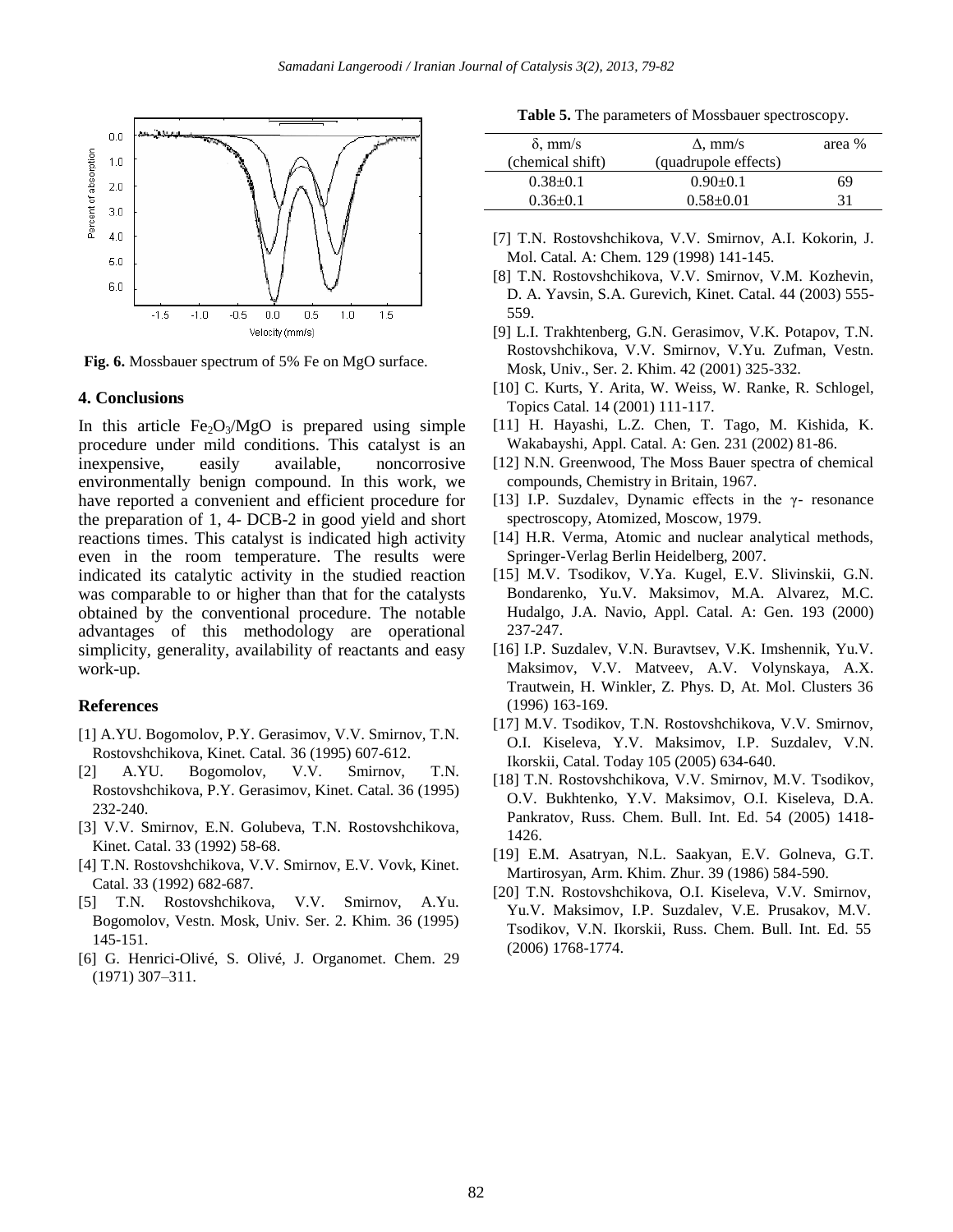Percent of absorption
0.0
1.0
2.0
3.0
4.0
5.0
6.0
-1.5 -1.0 -0.5 0.0 0.5 1.0 1.5
Velocity (mm/s)

**Fig. 6.** Mossbauer spectrum of 5% Fe on MgO surface.

## 4. Conclusions

In this article $Fe_2O_3$/MgO is prepared using simple procedure under mild conditions. This catalyst is an inexpensive, easily available, noncorrosive environmentally benign compound. In this work, we have reported a convenient and efficient procedure for the preparation of 1, 4- DCB-2 in good yield and short reactions times. This catalyst is indicated high activity even in the room temperature. The results were indicated its catalytic activity in the studied reaction was comparable to or higher than that for the catalysts obtained by the conventional procedure. The notable advantages of this methodology are operational simplicity, generality, availability of reactants and easy work-up.

**Table 5.** The parameters of Mossbauer spectroscopy.

| δ, mm/s (chemical shift) | Δ, mm/s (quadrupole effects) | area % |
|---|---|---|
| 0.38±0.1 | 0.90±0.1 | 69 |
| 0.36±0.1 | 0.58±0.01 | 31 |

## References

[1] A.YU. Bogomolov, P.Y. Gerasimov, V.V. Smirnov, T.N. Rostovshchikova, Kinet. Catal. 36 (1995) 607-612.

[2] A.YU. Bogomolov, V.V. Smirnov, T.N. Rostovshchikova, P.Y. Gerasimov, Kinet. Catal. 36 (1995) 232-240.

[3] V.V. Smirnov, E.N. Golubeva, T.N. Rostovshchikova, Kinet. Catal. 33 (1992) 58-68.

[4] T.N. Rostovshchikova, V.V. Smirnov, E.V. Vovk, Kinet. Catal. 33 (1992) 682-687.

[5] T.N. Rostovshchikova, V.V. Smirnov, A.Yu. Bogomolov, Vestn. Mosk, Univ. Ser. 2. Khim. 36 (1995) 145-151.

[6] G. Henrici-Olivé, S. Olivé, J. Organomet. Chem. 29 (1971) 307–311.

[7] T.N. Rostovshchikova, V.V. Smirnov, A.I. Kokorin, J. Mol. Catal. A: Chem. 129 (1998) 141-145.

[8] T.N. Rostovshchikova, V.V. Smirnov, V.M. Kozhevin, D. A. Yavsin, S.A. Gurevich, Kinet. Catal. 44 (2003) 555-559.

[9] L.I. Trakhtenberg, G.N. Gerasimov, V.K. Potapov, T.N. Rostovshchikova, V.V. Smirnov, V.Yu. Zufman, Vestn. Mosk, Univ., Ser. 2. Khim. 42 (2001) 325-332.

[10] C. Kurts, Y. Arita, W. Weiss, W. Ranke, R. Schlogel, Topics Catal. 14 (2001) 111-117.

[11] H. Hayashi, L.Z. Chen, T. Tago, M. Kishida, K. Wakabayshi, Appl. Catal. A: Gen. 231 (2002) 81-86.

[12] N.N. Greenwood, The Moss Bauer spectra of chemical compounds, Chemistry in Britain, 1967.

[13] I.P. Suzdalev, Dynamic effects in the γ- resonance spectroscopy, Atomized, Moscow, 1979.

[14] H.R. Verma, Atomic and nuclear analytical methods, Springer-Verlag Berlin Heidelberg, 2007.

[15] M.V. Tsodikov, V.Ya. Kugel, E.V. Slivinskii, G.N. Bondarenko, Yu.V. Maksimov, M.A. Alvarez, M.C. Hudalgo, J.A. Navio, Appl. Catal. A: Gen. 193 (2000) 237-247.

[16] I.P. Suzdalev, V.N. Buravtsev, V.K. Imshennik, Yu.V. Maksimov, V.V. Matveev, A.V. Volynskaya, A.X. Trautwein, H. Winkler, Z. Phys. D, At. Mol. Clusters 36 (1996) 163-169.

[17] M.V. Tsodikov, T.N. Rostovshchikova, V.V. Smirnov, O.I. Kiseleva, Y.V. Maksimov, I.P. Suzdalev, V.N. Ikorskii, Catal. Today 105 (2005) 634-640.

[18] T.N. Rostovshchikova, V.V. Smirnov, M.V. Tsodikov, O.V. Bukhtenko, Y.V. Maksimov, O.I. Kiseleva, D.A. Pankratov, Russ. Chem. Bull. Int. Ed. 54 (2005) 1418-1426.

[19] E.M. Asatryan, N.L. Saakyan, E.V. Golneva, G.T. Martirosyan, Arm. Khim. Zhur. 39 (1986) 584-590.

[20] T.N. Rostovshchikova, O.I. Kiseleva, V.V. Smirnov, Yu.V. Maksimov, I.P. Suzdalev, V.E. Prusakov, M.V. Tsodikov, V.N. Ikorskii, Russ. Chem. Bull. Int. Ed. 55 (2006) 1768-1774.